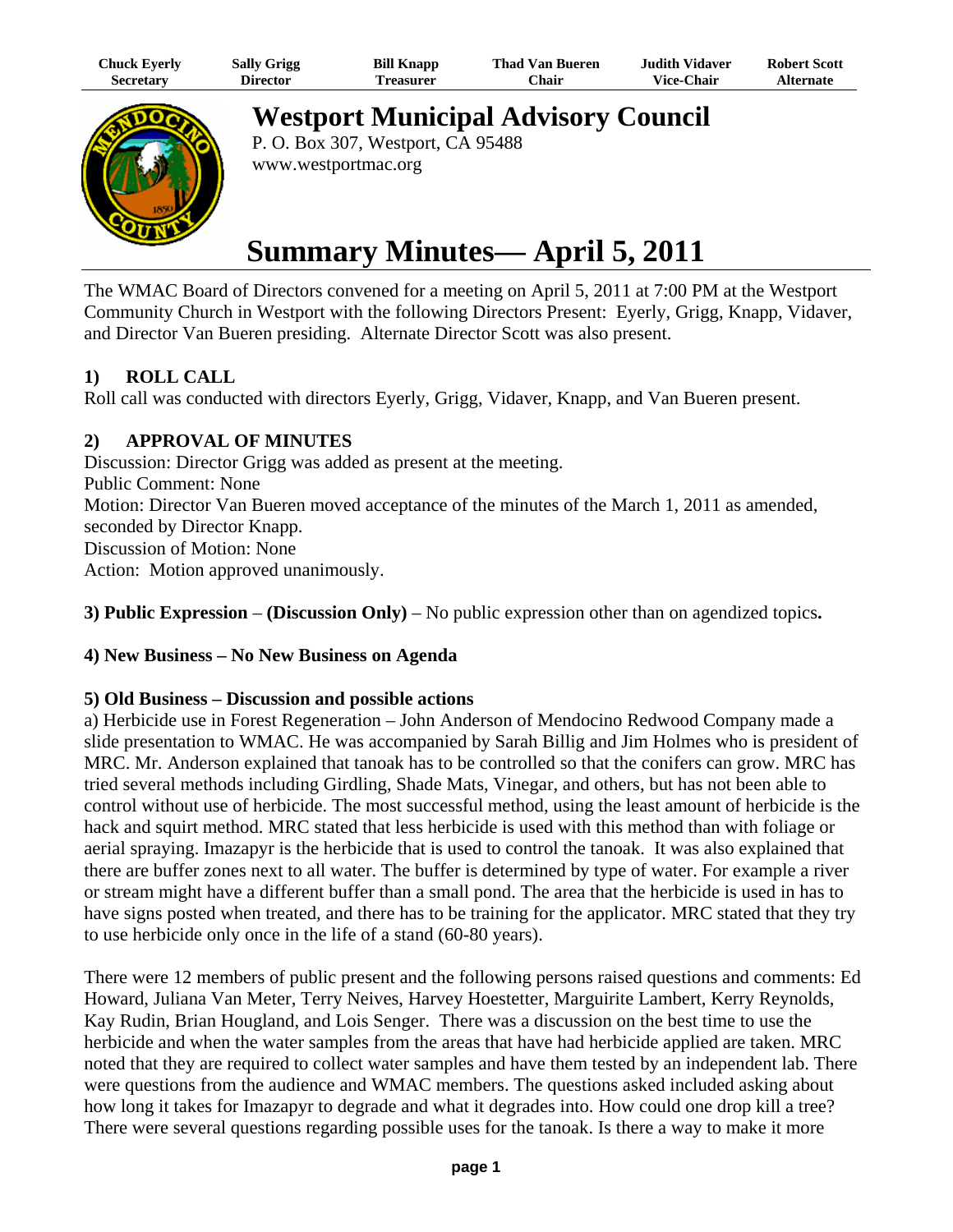| Chuck Everly Secretary | Sally Grigg Director | Bill Knapp Treasurer | Thad Van Bueren Chair | Judith Vidaver Vice-Chair | Robert Scott Alternate |
|---|---|---|---|---|---|

# Westport Municipal Advisory Council

P. O. Box 307, Westport, CA 95488
www.westportmac.org

# Summary Minutes— April 5, 2011

The WMAC Board of Directors convened for a meeting on April 5, 2011 at 7:00 PM at the Westport Community Church in Westport with the following Directors Present: Eyerly, Grigg, Knapp, Vidaver, and Director Van Bueren presiding. Alternate Director Scott was also present.

## 1) ROLL CALL

Roll call was conducted with directors Eyerly, Grigg, Vidaver, Knapp, and Van Bueren present.

## 2) APPROVAL OF MINUTES

Discussion: Director Grigg was added as present at the meeting.
Public Comment: None
Motion: Director Van Bueren moved acceptance of the minutes of the March 1, 2011 as amended, seconded by Director Knapp.
Discussion of Motion: None
Action: Motion approved unanimously.

**3) Public Expression – (Discussion Only)** – No public expression other than on agendized topics**.**

**4) New Business – No New Business on Agenda**

**5) Old Business – Discussion and possible actions**

a) Herbicide use in Forest Regeneration – John Anderson of Mendocino Redwood Company made a slide presentation to WMAC. He was accompanied by Sarah Billig and Jim Holmes who is president of MRC. Mr. Anderson explained that tanoak has to be controlled so that the conifers can grow. MRC has tried several methods including Girdling, Shade Mats, Vinegar, and others, but has not been able to control without use of herbicide. The most successful method, using the least amount of herbicide is the hack and squirt method. MRC stated that less herbicide is used with this method than with foliage or aerial spraying. Imazapyr is the herbicide that is used to control the tanoak. It was also explained that there are buffer zones next to all water. The buffer is determined by type of water. For example a river or stream might have a different buffer than a small pond. The area that the herbicide is used in has to have signs posted when treated, and there has to be training for the applicator. MRC stated that they try to use herbicide only once in the life of a stand (60-80 years).

There were 12 members of public present and the following persons raised questions and comments: Ed Howard, Juliana Van Meter, Terry Neives, Harvey Hoestetter, Marguirite Lambert, Kerry Reynolds, Kay Rudin, Brian Hougland, and Lois Senger. There was a discussion on the best time to use the herbicide and when the water samples from the areas that have had herbicide applied are taken. MRC noted that they are required to collect water samples and have them tested by an independent lab. There were questions from the audience and WMAC members. The questions asked included asking about how long it takes for Imazapyr to degrade and what it degrades into. How could one drop kill a tree? There were several questions regarding possible uses for the tanoak. Is there a way to make it more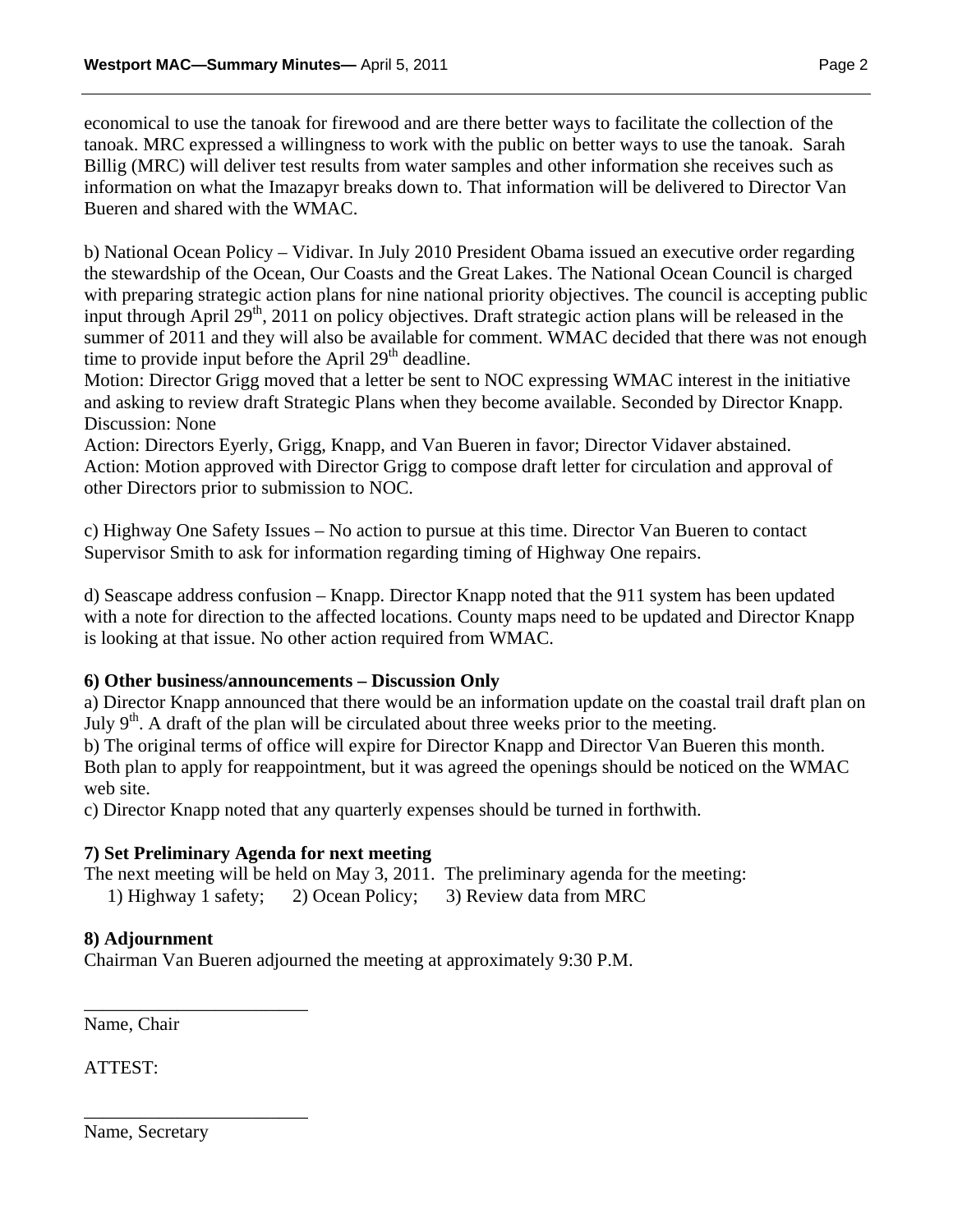economical to use the tanoak for firewood and are there better ways to facilitate the collection of the tanoak. MRC expressed a willingness to work with the public on better ways to use the tanoak. Sarah Billig (MRC) will deliver test results from water samples and other information she receives such as information on what the Imazapyr breaks down to. That information will be delivered to Director Van Bueren and shared with the WMAC.

b) National Ocean Policy – Vidivar. In July 2010 President Obama issued an executive order regarding the stewardship of the Ocean, Our Coasts and the Great Lakes. The National Ocean Council is charged with preparing strategic action plans for nine national priority objectives. The council is accepting public input through April 29th, 2011 on policy objectives. Draft strategic action plans will be released in the summer of 2011 and they will also be available for comment. WMAC decided that there was not enough time to provide input before the April 29th deadline.
Motion: Director Grigg moved that a letter be sent to NOC expressing WMAC interest in the initiative and asking to review draft Strategic Plans when they become available. Seconded by Director Knapp.
Discussion: None
Action: Directors Eyerly, Grigg, Knapp, and Van Bueren in favor; Director Vidaver abstained.
Action: Motion approved with Director Grigg to compose draft letter for circulation and approval of other Directors prior to submission to NOC.

c) Highway One Safety Issues – No action to pursue at this time. Director Van Bueren to contact Supervisor Smith to ask for information regarding timing of Highway One repairs.

d) Seascape address confusion – Knapp. Director Knapp noted that the 911 system has been updated with a note for direction to the affected locations. County maps need to be updated and Director Knapp is looking at that issue. No other action required from WMAC.

**6) Other business/announcements – Discussion Only**

a) Director Knapp announced that there would be an information update on the coastal trail draft plan on July 9th. A draft of the plan will be circulated about three weeks prior to the meeting.
b) The original terms of office will expire for Director Knapp and Director Van Bueren this month. Both plan to apply for reappointment, but it was agreed the openings should be noticed on the WMAC web site.
c) Director Knapp noted that any quarterly expenses should be turned in forthwith.

**7) Set Preliminary Agenda for next meeting**

The next meeting will be held on May 3, 2011. The preliminary agenda for the meeting:
1) Highway 1 safety; 2) Ocean Policy; 3) Review data from MRC

**8) Adjournment**

Chairman Van Bueren adjourned the meeting at approximately 9:30 P.M.

________________________
Name, Chair

ATTEST:

________________________
Name, Secretary